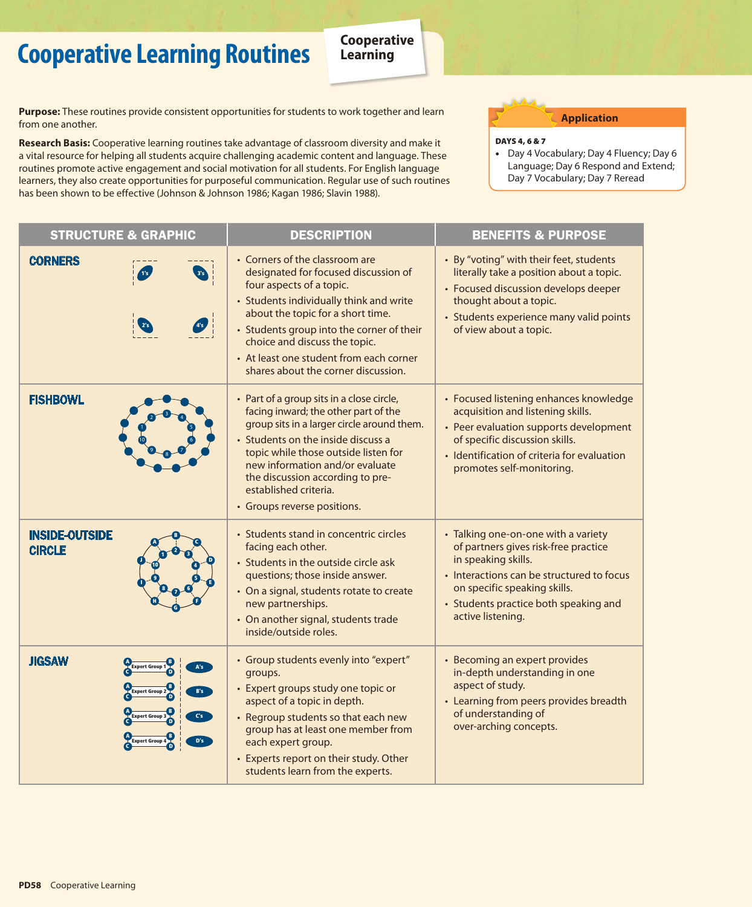# Cooperative Learning Routines

**Cooperative Learning**

**Purpose:** These routines provide consistent opportunities for students to work together and learn from one another.

**Research Basis:** Cooperative learning routines take advantage of classroom diversity and make it a vital resource for helping all students acquire challenging academic content and language. These routines promote active engagement and social motivation for all students. For English language learners, they also create opportunities for purposeful communication. Regular use of such routines has been shown to be effective (Johnson & Johnson 1986; Kagan 1986; Slavin 1988).

**Application**

**DAYS 4, 6 & 7**

- Day 4 Vocabulary; Day 4 Fluency; Day 6 Language; Day 6 Respond and Extend; Day 7 Vocabulary; Day 7 Reread

| STRUCTURE & GRAPHIC | DESCRIPTION | BENEFITS & PURPOSE |
| --- | --- | --- |
| **CORNERS** | • Corners of the classroom are designated for focused discussion of four aspects of a topic.<br>• Students individually think and write about the topic for a short time.<br>• Students group into the corner of their choice and discuss the topic.<br>• At least one student from each corner shares about the corner discussion. | • By "voting" with their feet, students literally take a position about a topic.<br>• Focused discussion develops deeper thought about a topic.<br>• Students experience many valid points of view about a topic. |
| **FISHBOWL** | • Part of a group sits in a close circle, facing inward; the other part of the group sits in a larger circle around them.<br>• Students on the inside discuss a topic while those outside listen for new information and/or evaluate the discussion according to pre-established criteria.<br>• Groups reverse positions. | • Focused listening enhances knowledge acquisition and listening skills.<br>• Peer evaluation supports development of specific discussion skills.<br>• Identification of criteria for evaluation promotes self-monitoring. |
| **INSIDE-OUTSIDE CIRCLE** | • Students stand in concentric circles facing each other.<br>• Students in the outside circle ask questions; those inside answer.<br>• On a signal, students rotate to create new partnerships.<br>• On another signal, students trade inside/outside roles. | • Talking one-on-one with a variety of partners gives risk-free practice in speaking skills.<br>• Interactions can be structured to focus on specific speaking skills.<br>• Students practice both speaking and active listening. |
| **JIGSAW** | • Group students evenly into "expert" groups.<br>• Expert groups study one topic or aspect of a topic in depth.<br>• Regroup students so that each new group has at least one member from each expert group.<br>• Experts report on their study. Other students learn from the experts. | • Becoming an expert provides in-depth understanding in one aspect of study.<br>• Learning from peers provides breadth of understanding of over-arching concepts. |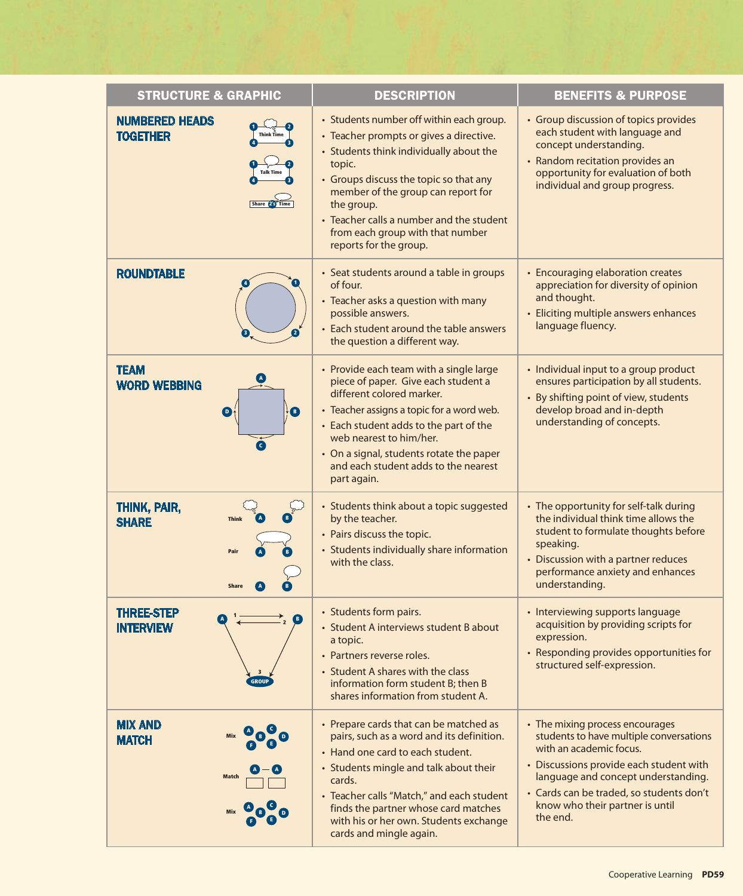| STRUCTURE & GRAPHIC | DESCRIPTION | BENEFITS & PURPOSE |
|---|---|---|
| **NUMBERED HEADS TOGETHER** | • Students number off within each group.<br>• Teacher prompts or gives a directive.<br>• Students think individually about the topic.<br>• Groups discuss the topic so that any member of the group can report for the group.<br>• Teacher calls a number and the student from each group with that number reports for the group. | • Group discussion of topics provides each student with language and concept understanding.<br>• Random recitation provides an opportunity for evaluation of both individual and group progress. |
| **ROUNDTABLE** | • Seat students around a table in groups of four.<br>• Teacher asks a question with many possible answers.<br>• Each student around the table answers the question a different way. | • Encouraging elaboration creates appreciation for diversity of opinion and thought.<br>• Eliciting multiple answers enhances language fluency. |
| **TEAM WORD WEBBING** | • Provide each team with a single large piece of paper. Give each student a different colored marker.<br>• Teacher assigns a topic for a word web.<br>• Each student adds to the part of the web nearest to him/her.<br>• On a signal, students rotate the paper and each student adds to the nearest part again. | • Individual input to a group product ensures participation by all students.<br>• By shifting point of view, students develop broad and in-depth understanding of concepts. |
| **THINK, PAIR, SHARE** | • Students think about a topic suggested by the teacher.<br>• Pairs discuss the topic.<br>• Students individually share information with the class. | • The opportunity for self-talk during the individual think time allows the student to formulate thoughts before speaking.<br>• Discussion with a partner reduces performance anxiety and enhances understanding. |
| **THREE-STEP INTERVIEW** | • Students form pairs.<br>• Student A interviews student B about a topic.<br>• Partners reverse roles.<br>• Student A shares with the class information form student B; then B shares information from student A. | • Interviewing supports language acquisition by providing scripts for expression.<br>• Responding provides opportunities for structured self-expression. |
| **MIX AND MATCH** | • Prepare cards that can be matched as pairs, such as a word and its definition.<br>• Hand one card to each student.<br>• Students mingle and talk about their cards.<br>• Teacher calls "Match," and each student finds the partner whose card matches with his or her own. Students exchange cards and mingle again. | • The mixing process encourages students to have multiple conversations with an academic focus.<br>• Discussions provide each student with language and concept understanding.<br>• Cards can be traded, so students don't know who their partner is until the end. |